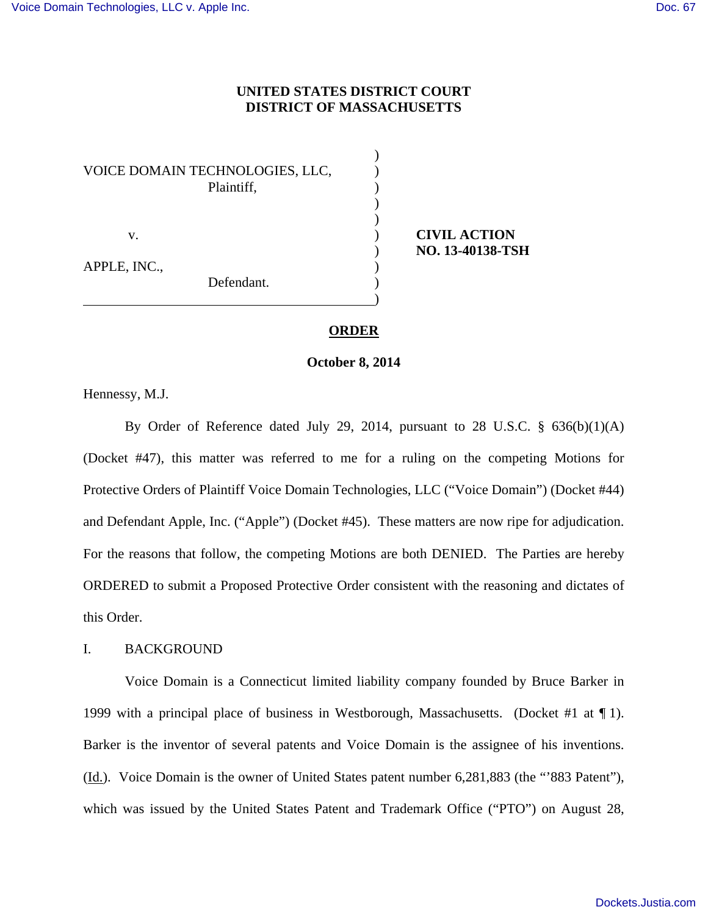**UNITED STATES DISTRICT COURT**
**DISTRICT OF MASSACHUSETTS**

| | |
|---|---|
| VOICE DOMAIN TECHNOLOGIES, LLC, Plaintiff, | |
| v. | **CIVIL ACTION NO. 13-40138-TSH** |
| APPLE, INC., Defendant. | |

**ORDER**

**October 8, 2014**

Hennessy, M.J.

By Order of Reference dated July 29, 2014, pursuant to 28 U.S.C. § 636(b)(1)(A) (Docket #47), this matter was referred to me for a ruling on the competing Motions for Protective Orders of Plaintiff Voice Domain Technologies, LLC ("Voice Domain") (Docket #44) and Defendant Apple, Inc. ("Apple") (Docket #45). These matters are now ripe for adjudication. For the reasons that follow, the competing Motions are both DENIED. The Parties are hereby ORDERED to submit a Proposed Protective Order consistent with the reasoning and dictates of this Order.

I. BACKGROUND

Voice Domain is a Connecticut limited liability company founded by Bruce Barker in 1999 with a principal place of business in Westborough, Massachusetts. (Docket #1 at ¶ 1). Barker is the inventor of several patents and Voice Domain is the assignee of his inventions. (Id.). Voice Domain is the owner of United States patent number 6,281,883 (the "'883 Patent"), which was issued by the United States Patent and Trademark Office ("PTO") on August 28,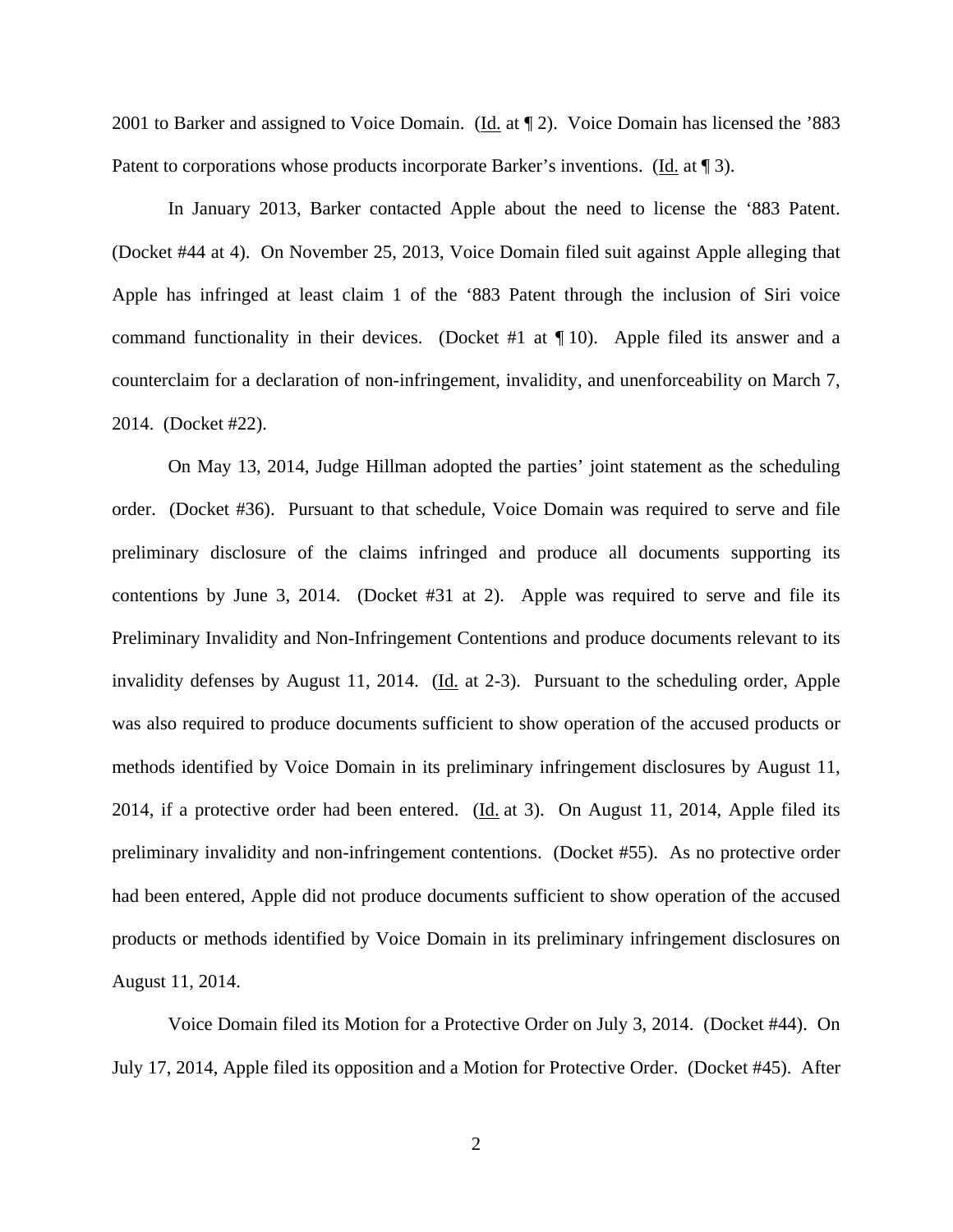2001 to Barker and assigned to Voice Domain. (Id. at ¶ 2). Voice Domain has licensed the '883 Patent to corporations whose products incorporate Barker's inventions. (Id. at ¶ 3).

In January 2013, Barker contacted Apple about the need to license the '883 Patent. (Docket #44 at 4). On November 25, 2013, Voice Domain filed suit against Apple alleging that Apple has infringed at least claim 1 of the '883 Patent through the inclusion of Siri voice command functionality in their devices. (Docket #1 at ¶ 10). Apple filed its answer and a counterclaim for a declaration of non-infringement, invalidity, and unenforceability on March 7, 2014. (Docket #22).

On May 13, 2014, Judge Hillman adopted the parties' joint statement as the scheduling order. (Docket #36). Pursuant to that schedule, Voice Domain was required to serve and file preliminary disclosure of the claims infringed and produce all documents supporting its contentions by June 3, 2014. (Docket #31 at 2). Apple was required to serve and file its Preliminary Invalidity and Non-Infringement Contentions and produce documents relevant to its invalidity defenses by August 11, 2014. (Id. at 2-3). Pursuant to the scheduling order, Apple was also required to produce documents sufficient to show operation of the accused products or methods identified by Voice Domain in its preliminary infringement disclosures by August 11, 2014, if a protective order had been entered. (Id. at 3). On August 11, 2014, Apple filed its preliminary invalidity and non-infringement contentions. (Docket #55). As no protective order had been entered, Apple did not produce documents sufficient to show operation of the accused products or methods identified by Voice Domain in its preliminary infringement disclosures on August 11, 2014.

Voice Domain filed its Motion for a Protective Order on July 3, 2014. (Docket #44). On July 17, 2014, Apple filed its opposition and a Motion for Protective Order. (Docket #45). After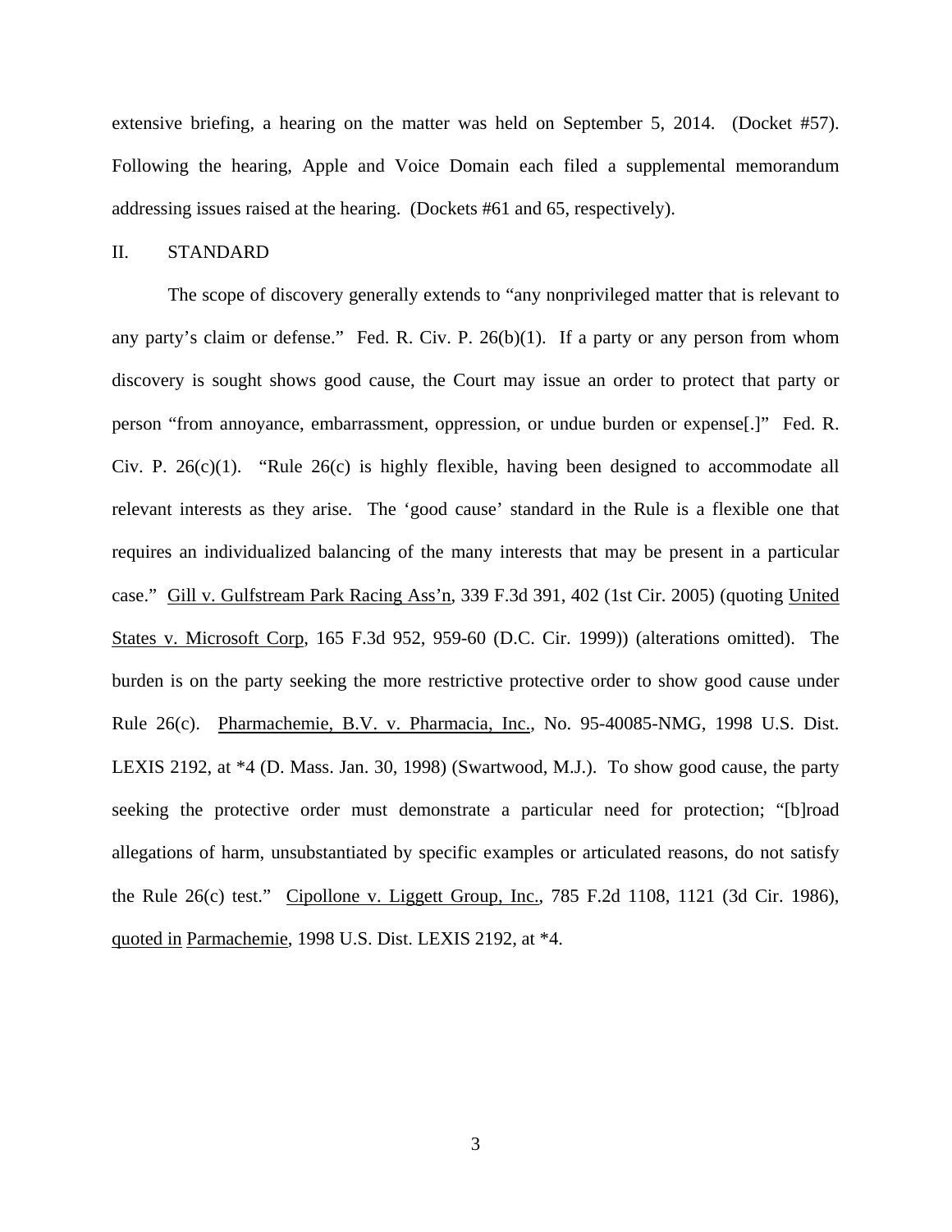extensive briefing, a hearing on the matter was held on September 5, 2014. (Docket #57). Following the hearing, Apple and Voice Domain each filed a supplemental memorandum addressing issues raised at the hearing. (Dockets #61 and 65, respectively).

## II. STANDARD

The scope of discovery generally extends to "any nonprivileged matter that is relevant to any party's claim or defense." Fed. R. Civ. P. 26(b)(1). If a party or any person from whom discovery is sought shows good cause, the Court may issue an order to protect that party or person "from annoyance, embarrassment, oppression, or undue burden or expense[.]" Fed. R. Civ. P. 26(c)(1). "Rule 26(c) is highly flexible, having been designed to accommodate all relevant interests as they arise. The 'good cause' standard in the Rule is a flexible one that requires an individualized balancing of the many interests that may be present in a particular case." Gill v. Gulfstream Park Racing Ass'n, 339 F.3d 391, 402 (1st Cir. 2005) (quoting United States v. Microsoft Corp, 165 F.3d 952, 959-60 (D.C. Cir. 1999)) (alterations omitted). The burden is on the party seeking the more restrictive protective order to show good cause under Rule 26(c). Pharmachemie, B.V. v. Pharmacia, Inc., No. 95-40085-NMG, 1998 U.S. Dist. LEXIS 2192, at *4 (D. Mass. Jan. 30, 1998) (Swartwood, M.J.). To show good cause, the party seeking the protective order must demonstrate a particular need for protection; "[b]road allegations of harm, unsubstantiated by specific examples or articulated reasons, do not satisfy the Rule 26(c) test." Cipollone v. Liggett Group, Inc., 785 F.2d 1108, 1121 (3d Cir. 1986), quoted in Parmachemie, 1998 U.S. Dist. LEXIS 2192, at *4.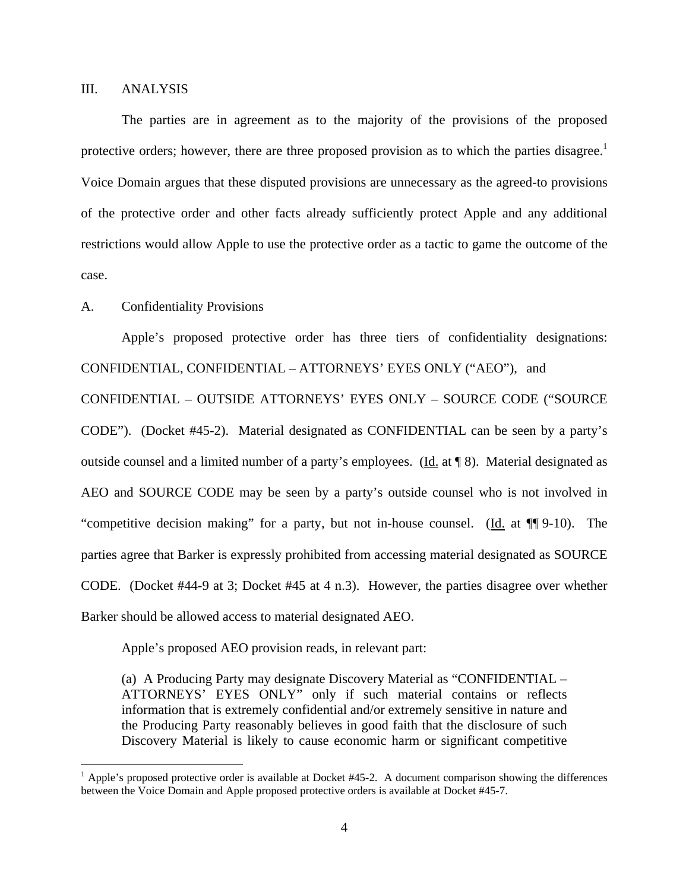## III. ANALYSIS

The parties are in agreement as to the majority of the provisions of the proposed protective orders; however, there are three proposed provision as to which the parties disagree.[1] Voice Domain argues that these disputed provisions are unnecessary as the agreed-to provisions of the protective order and other facts already sufficiently protect Apple and any additional restrictions would allow Apple to use the protective order as a tactic to game the outcome of the case.

### A. Confidentiality Provisions

Apple's proposed protective order has three tiers of confidentiality designations: CONFIDENTIAL, CONFIDENTIAL – ATTORNEYS' EYES ONLY ("AEO"), and CONFIDENTIAL – OUTSIDE ATTORNEYS' EYES ONLY – SOURCE CODE ("SOURCE CODE"). (Docket #45-2). Material designated as CONFIDENTIAL can be seen by a party's outside counsel and a limited number of a party's employees. (Id. at ¶ 8). Material designated as AEO and SOURCE CODE may be seen by a party's outside counsel who is not involved in "competitive decision making" for a party, but not in-house counsel. (Id. at ¶¶ 9-10). The parties agree that Barker is expressly prohibited from accessing material designated as SOURCE CODE. (Docket #44-9 at 3; Docket #45 at 4 n.3). However, the parties disagree over whether Barker should be allowed access to material designated AEO.

Apple's proposed AEO provision reads, in relevant part:

> (a) A Producing Party may designate Discovery Material as "CONFIDENTIAL – ATTORNEYS' EYES ONLY" only if such material contains or reflects information that is extremely confidential and/or extremely sensitive in nature and the Producing Party reasonably believes in good faith that the disclosure of such Discovery Material is likely to cause economic harm or significant competitive

[1] Apple's proposed protective order is available at Docket #45-2. A document comparison showing the differences between the Voice Domain and Apple proposed protective orders is available at Docket #45-7.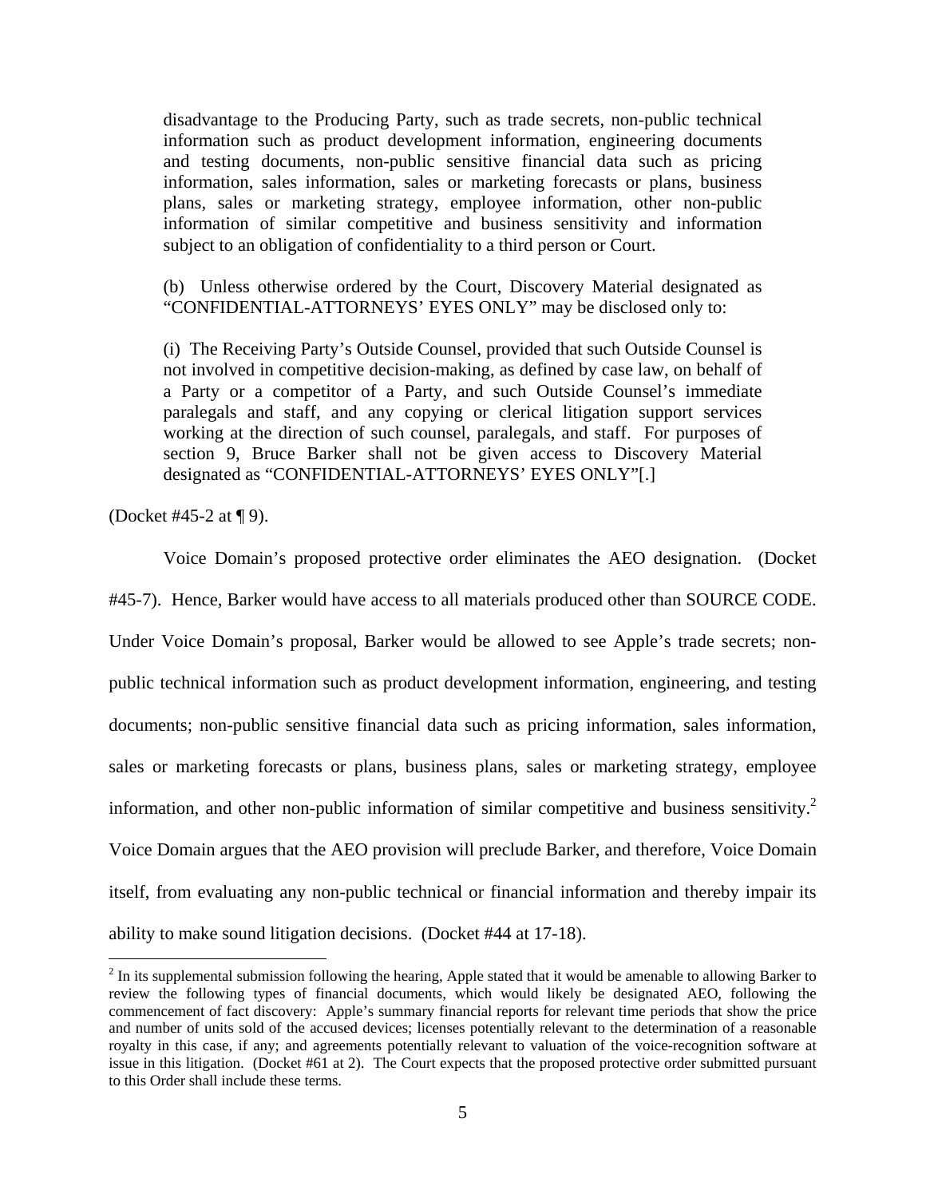> disadvantage to the Producing Party, such as trade secrets, non-public technical information such as product development information, engineering documents and testing documents, non-public sensitive financial data such as pricing information, sales information, sales or marketing forecasts or plans, business plans, sales or marketing strategy, employee information, other non-public information of similar competitive and business sensitivity and information subject to an obligation of confidentiality to a third person or Court.
>
> (b) Unless otherwise ordered by the Court, Discovery Material designated as "CONFIDENTIAL-ATTORNEYS' EYES ONLY" may be disclosed only to:
>
> (i) The Receiving Party's Outside Counsel, provided that such Outside Counsel is not involved in competitive decision-making, as defined by case law, on behalf of a Party or a competitor of a Party, and such Outside Counsel's immediate paralegals and staff, and any copying or clerical litigation support services working at the direction of such counsel, paralegals, and staff. For purposes of section 9, Bruce Barker shall not be given access to Discovery Material designated as "CONFIDENTIAL-ATTORNEYS' EYES ONLY"[.]

(Docket #45-2 at ¶ 9).

Voice Domain's proposed protective order eliminates the AEO designation. (Docket #45-7). Hence, Barker would have access to all materials produced other than SOURCE CODE. Under Voice Domain's proposal, Barker would be allowed to see Apple's trade secrets; non-public technical information such as product development information, engineering, and testing documents; non-public sensitive financial data such as pricing information, sales information, sales or marketing forecasts or plans, business plans, sales or marketing strategy, employee information, and other non-public information of similar competitive and business sensitivity.[2] Voice Domain argues that the AEO provision will preclude Barker, and therefore, Voice Domain itself, from evaluating any non-public technical or financial information and thereby impair its ability to make sound litigation decisions. (Docket #44 at 17-18).

[2] In its supplemental submission following the hearing, Apple stated that it would be amenable to allowing Barker to review the following types of financial documents, which would likely be designated AEO, following the commencement of fact discovery: Apple's summary financial reports for relevant time periods that show the price and number of units sold of the accused devices; licenses potentially relevant to the determination of a reasonable royalty in this case, if any; and agreements potentially relevant to valuation of the voice-recognition software at issue in this litigation. (Docket #61 at 2). The Court expects that the proposed protective order submitted pursuant to this Order shall include these terms.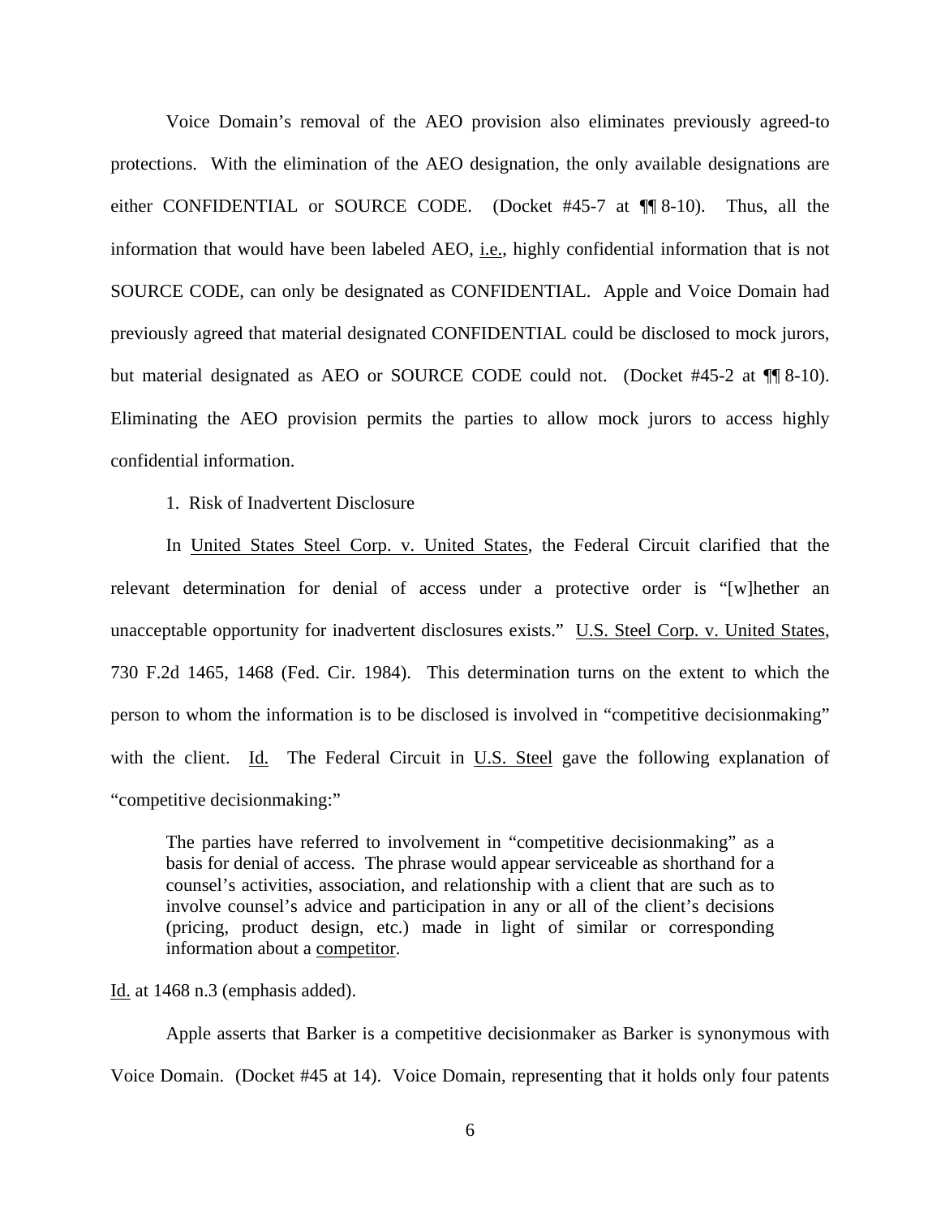Voice Domain's removal of the AEO provision also eliminates previously agreed-to protections. With the elimination of the AEO designation, the only available designations are either CONFIDENTIAL or SOURCE CODE. (Docket #45-7 at ¶¶ 8-10). Thus, all the information that would have been labeled AEO, i.e., highly confidential information that is not SOURCE CODE, can only be designated as CONFIDENTIAL. Apple and Voice Domain had previously agreed that material designated CONFIDENTIAL could be disclosed to mock jurors, but material designated as AEO or SOURCE CODE could not. (Docket #45-2 at ¶¶ 8-10). Eliminating the AEO provision permits the parties to allow mock jurors to access highly confidential information.

1. Risk of Inadvertent Disclosure

In United States Steel Corp. v. United States, the Federal Circuit clarified that the relevant determination for denial of access under a protective order is "[w]hether an unacceptable opportunity for inadvertent disclosures exists." U.S. Steel Corp. v. United States, 730 F.2d 1465, 1468 (Fed. Cir. 1984). This determination turns on the extent to which the person to whom the information is to be disclosed is involved in "competitive decisionmaking" with the client. Id. The Federal Circuit in U.S. Steel gave the following explanation of "competitive decisionmaking:"

> The parties have referred to involvement in "competitive decisionmaking" as a basis for denial of access. The phrase would appear serviceable as shorthand for a counsel's activities, association, and relationship with a client that are such as to involve counsel's advice and participation in any or all of the client's decisions (pricing, product design, etc.) made in light of similar or corresponding information about a competitor.

Id. at 1468 n.3 (emphasis added).

Apple asserts that Barker is a competitive decisionmaker as Barker is synonymous with Voice Domain. (Docket #45 at 14). Voice Domain, representing that it holds only four patents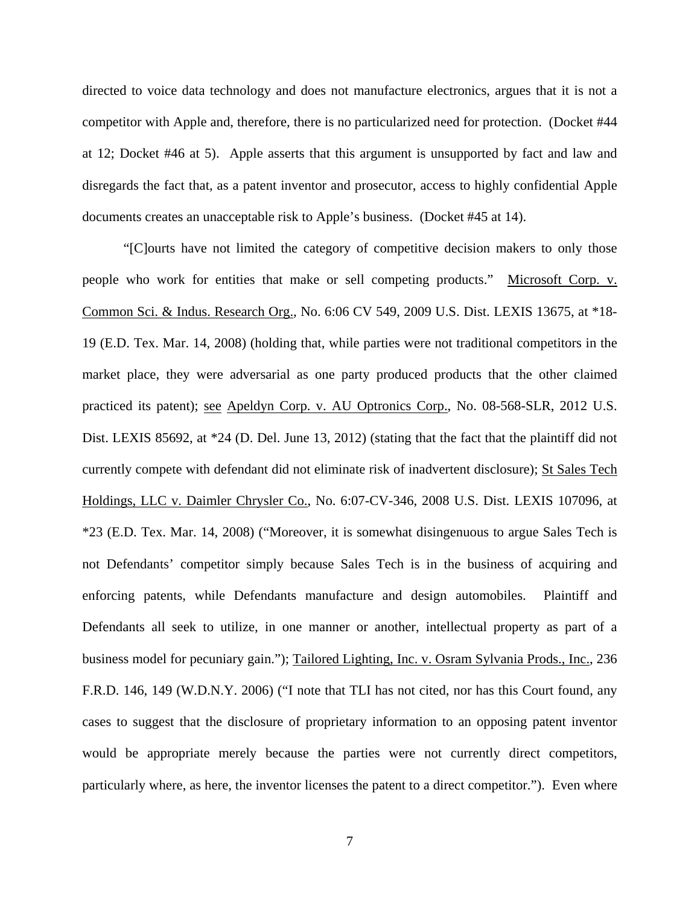directed to voice data technology and does not manufacture electronics, argues that it is not a competitor with Apple and, therefore, there is no particularized need for protection. (Docket #44 at 12; Docket #46 at 5). Apple asserts that this argument is unsupported by fact and law and disregards the fact that, as a patent inventor and prosecutor, access to highly confidential Apple documents creates an unacceptable risk to Apple's business. (Docket #45 at 14).

"[C]ourts have not limited the category of competitive decision makers to only those people who work for entities that make or sell competing products." Microsoft Corp. v. Common Sci. & Indus. Research Org., No. 6:06 CV 549, 2009 U.S. Dist. LEXIS 13675, at *18-19 (E.D. Tex. Mar. 14, 2008) (holding that, while parties were not traditional competitors in the market place, they were adversarial as one party produced products that the other claimed practiced its patent); see Apeldyn Corp. v. AU Optronics Corp., No. 08-568-SLR, 2012 U.S. Dist. LEXIS 85692, at *24 (D. Del. June 13, 2012) (stating that the fact that the plaintiff did not currently compete with defendant did not eliminate risk of inadvertent disclosure); St Sales Tech Holdings, LLC v. Daimler Chrysler Co., No. 6:07-CV-346, 2008 U.S. Dist. LEXIS 107096, at *23 (E.D. Tex. Mar. 14, 2008) ("Moreover, it is somewhat disingenuous to argue Sales Tech is not Defendants' competitor simply because Sales Tech is in the business of acquiring and enforcing patents, while Defendants manufacture and design automobiles. Plaintiff and Defendants all seek to utilize, in one manner or another, intellectual property as part of a business model for pecuniary gain."); Tailored Lighting, Inc. v. Osram Sylvania Prods., Inc., 236 F.R.D. 146, 149 (W.D.N.Y. 2006) ("I note that TLI has not cited, nor has this Court found, any cases to suggest that the disclosure of proprietary information to an opposing patent inventor would be appropriate merely because the parties were not currently direct competitors, particularly where, as here, the inventor licenses the patent to a direct competitor."). Even where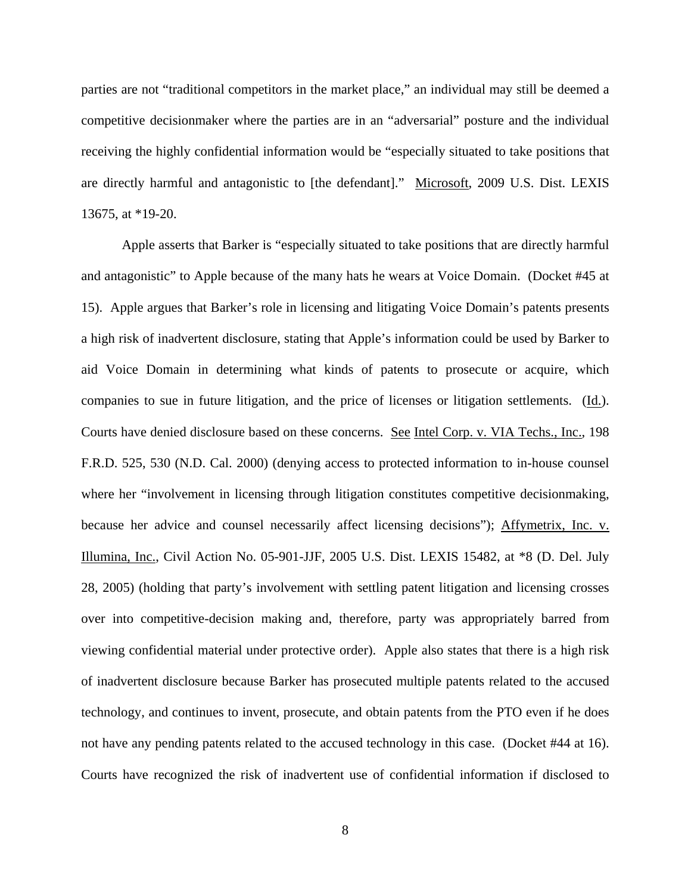parties are not "traditional competitors in the market place," an individual may still be deemed a competitive decisionmaker where the parties are in an "adversarial" posture and the individual receiving the highly confidential information would be "especially situated to take positions that are directly harmful and antagonistic to [the defendant]." Microsoft, 2009 U.S. Dist. LEXIS 13675, at *19-20.

Apple asserts that Barker is "especially situated to take positions that are directly harmful and antagonistic" to Apple because of the many hats he wears at Voice Domain. (Docket #45 at 15). Apple argues that Barker's role in licensing and litigating Voice Domain's patents presents a high risk of inadvertent disclosure, stating that Apple's information could be used by Barker to aid Voice Domain in determining what kinds of patents to prosecute or acquire, which companies to sue in future litigation, and the price of licenses or litigation settlements. (Id.). Courts have denied disclosure based on these concerns. See Intel Corp. v. VIA Techs., Inc., 198 F.R.D. 525, 530 (N.D. Cal. 2000) (denying access to protected information to in-house counsel where her "involvement in licensing through litigation constitutes competitive decisionmaking, because her advice and counsel necessarily affect licensing decisions"); Affymetrix, Inc. v. Illumina, Inc., Civil Action No. 05-901-JJF, 2005 U.S. Dist. LEXIS 15482, at *8 (D. Del. July 28, 2005) (holding that party's involvement with settling patent litigation and licensing crosses over into competitive-decision making and, therefore, party was appropriately barred from viewing confidential material under protective order). Apple also states that there is a high risk of inadvertent disclosure because Barker has prosecuted multiple patents related to the accused technology, and continues to invent, prosecute, and obtain patents from the PTO even if he does not have any pending patents related to the accused technology in this case. (Docket #44 at 16). Courts have recognized the risk of inadvertent use of confidential information if disclosed to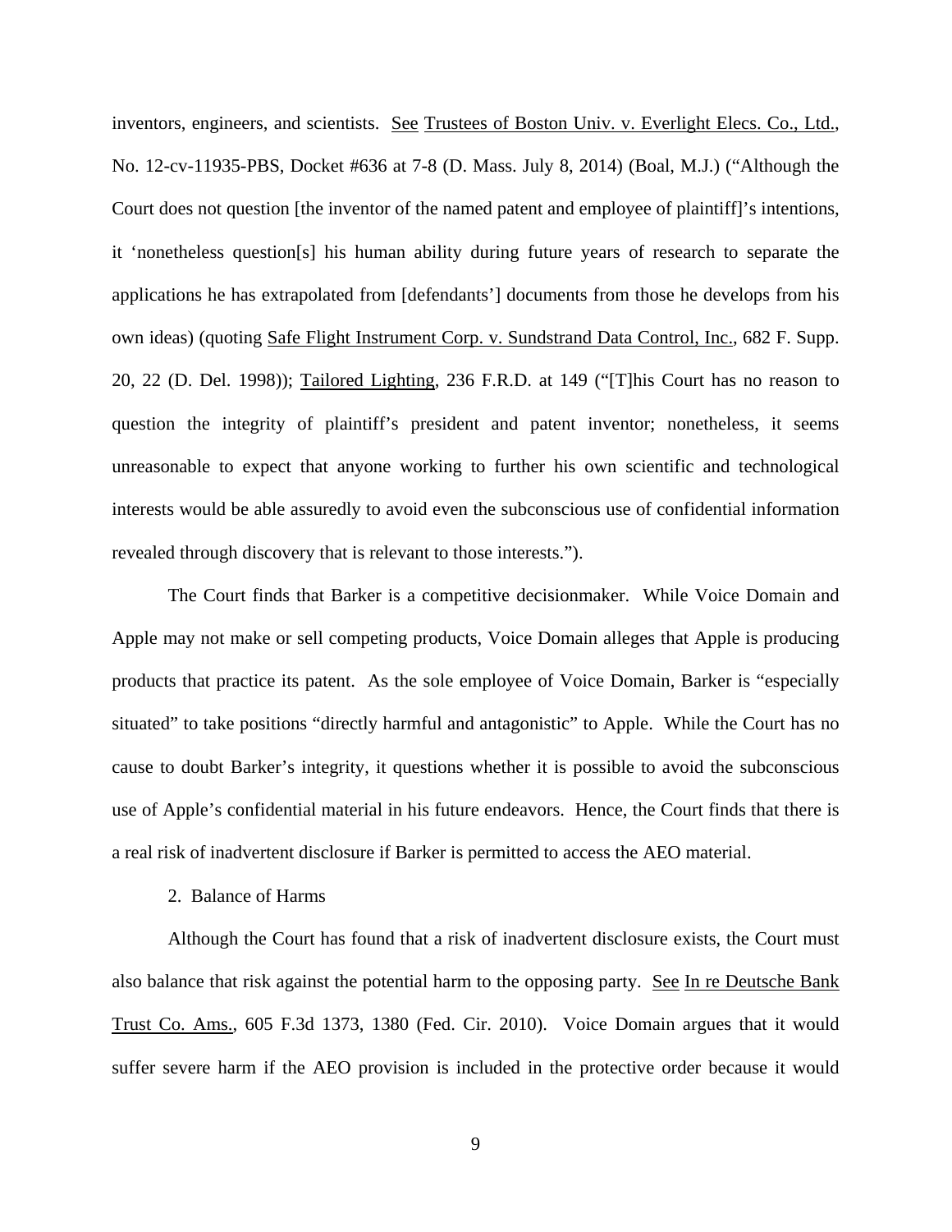inventors, engineers, and scientists. See Trustees of Boston Univ. v. Everlight Elecs. Co., Ltd., No. 12-cv-11935-PBS, Docket #636 at 7-8 (D. Mass. July 8, 2014) (Boal, M.J.) ("Although the Court does not question [the inventor of the named patent and employee of plaintiff]'s intentions, it 'nonetheless question[s] his human ability during future years of research to separate the applications he has extrapolated from [defendants'] documents from those he develops from his own ideas) (quoting Safe Flight Instrument Corp. v. Sundstrand Data Control, Inc., 682 F. Supp. 20, 22 (D. Del. 1998)); Tailored Lighting, 236 F.R.D. at 149 ("[T]his Court has no reason to question the integrity of plaintiff's president and patent inventor; nonetheless, it seems unreasonable to expect that anyone working to further his own scientific and technological interests would be able assuredly to avoid even the subconscious use of confidential information revealed through discovery that is relevant to those interests.").

The Court finds that Barker is a competitive decisionmaker. While Voice Domain and Apple may not make or sell competing products, Voice Domain alleges that Apple is producing products that practice its patent. As the sole employee of Voice Domain, Barker is "especially situated" to take positions "directly harmful and antagonistic" to Apple. While the Court has no cause to doubt Barker's integrity, it questions whether it is possible to avoid the subconscious use of Apple's confidential material in his future endeavors. Hence, the Court finds that there is a real risk of inadvertent disclosure if Barker is permitted to access the AEO material.

2. Balance of Harms

Although the Court has found that a risk of inadvertent disclosure exists, the Court must also balance that risk against the potential harm to the opposing party. See In re Deutsche Bank Trust Co. Ams., 605 F.3d 1373, 1380 (Fed. Cir. 2010). Voice Domain argues that it would suffer severe harm if the AEO provision is included in the protective order because it would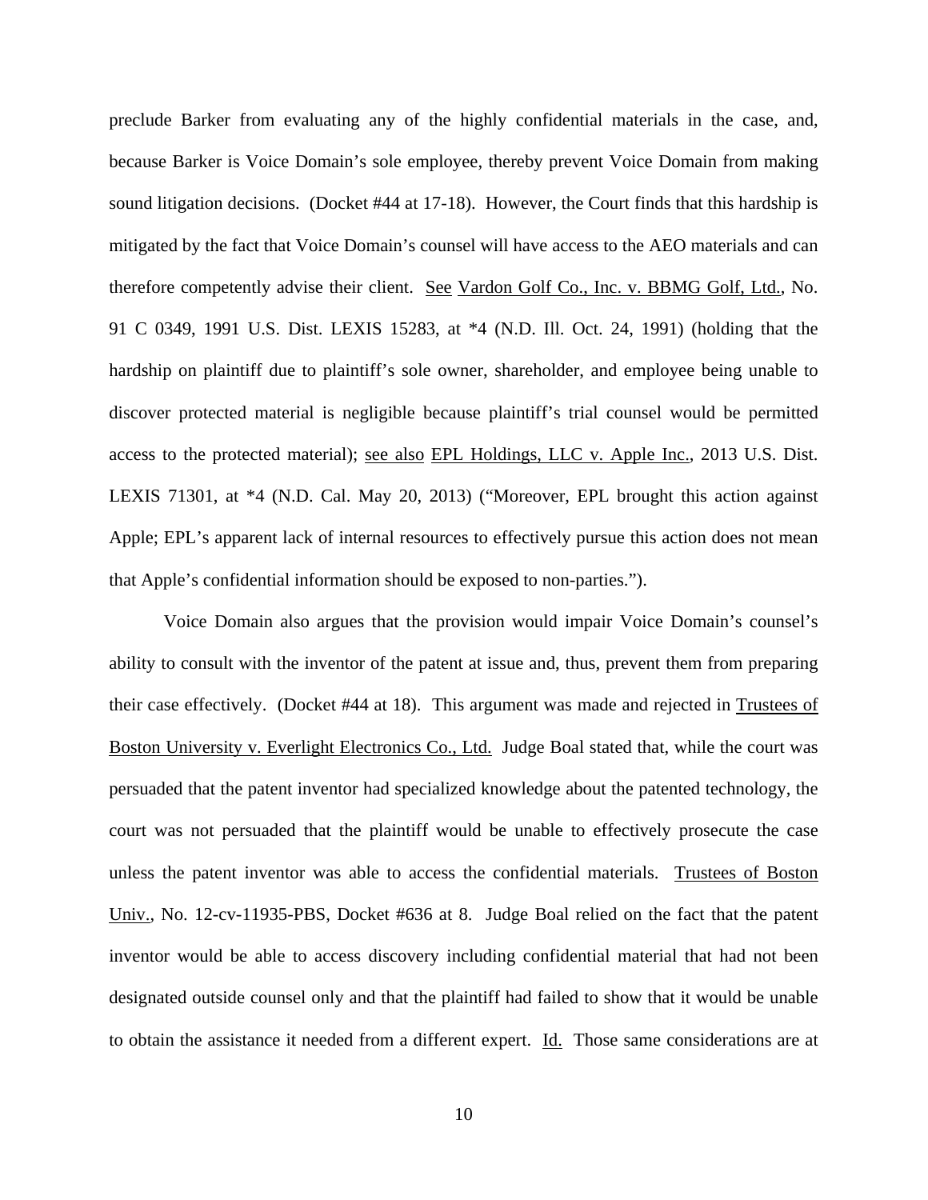preclude Barker from evaluating any of the highly confidential materials in the case, and, because Barker is Voice Domain's sole employee, thereby prevent Voice Domain from making sound litigation decisions. (Docket #44 at 17-18). However, the Court finds that this hardship is mitigated by the fact that Voice Domain's counsel will have access to the AEO materials and can therefore competently advise their client. See Vardon Golf Co., Inc. v. BBMG Golf, Ltd., No. 91 C 0349, 1991 U.S. Dist. LEXIS 15283, at *4 (N.D. Ill. Oct. 24, 1991) (holding that the hardship on plaintiff due to plaintiff's sole owner, shareholder, and employee being unable to discover protected material is negligible because plaintiff's trial counsel would be permitted access to the protected material); see also EPL Holdings, LLC v. Apple Inc., 2013 U.S. Dist. LEXIS 71301, at *4 (N.D. Cal. May 20, 2013) ("Moreover, EPL brought this action against Apple; EPL's apparent lack of internal resources to effectively pursue this action does not mean that Apple's confidential information should be exposed to non-parties.").

Voice Domain also argues that the provision would impair Voice Domain's counsel's ability to consult with the inventor of the patent at issue and, thus, prevent them from preparing their case effectively. (Docket #44 at 18). This argument was made and rejected in Trustees of Boston University v. Everlight Electronics Co., Ltd. Judge Boal stated that, while the court was persuaded that the patent inventor had specialized knowledge about the patented technology, the court was not persuaded that the plaintiff would be unable to effectively prosecute the case unless the patent inventor was able to access the confidential materials. Trustees of Boston Univ., No. 12-cv-11935-PBS, Docket #636 at 8. Judge Boal relied on the fact that the patent inventor would be able to access discovery including confidential material that had not been designated outside counsel only and that the plaintiff had failed to show that it would be unable to obtain the assistance it needed from a different expert. Id. Those same considerations are at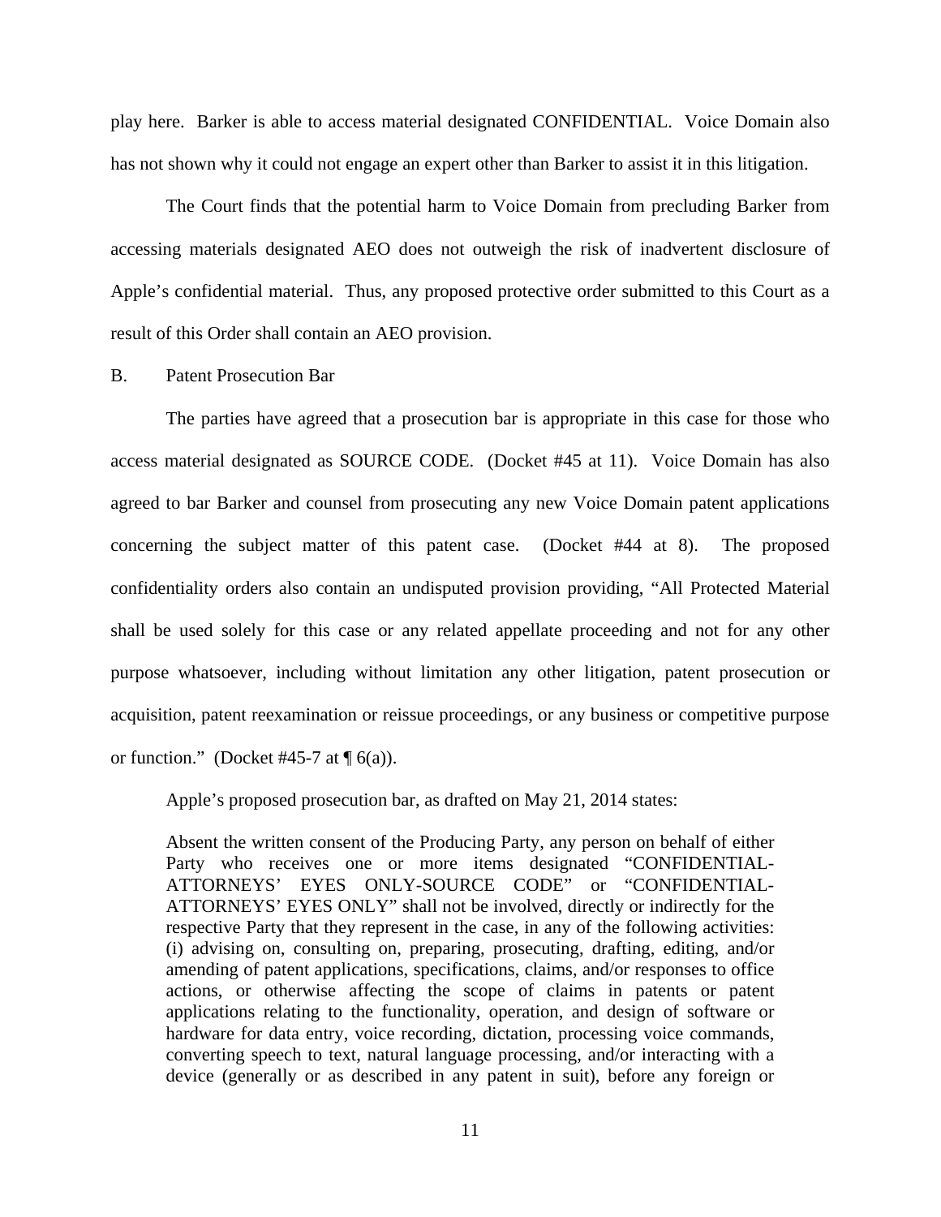play here. Barker is able to access material designated CONFIDENTIAL. Voice Domain also has not shown why it could not engage an expert other than Barker to assist it in this litigation.

The Court finds that the potential harm to Voice Domain from precluding Barker from accessing materials designated AEO does not outweigh the risk of inadvertent disclosure of Apple's confidential material. Thus, any proposed protective order submitted to this Court as a result of this Order shall contain an AEO provision.

B. Patent Prosecution Bar

The parties have agreed that a prosecution bar is appropriate in this case for those who access material designated as SOURCE CODE. (Docket #45 at 11). Voice Domain has also agreed to bar Barker and counsel from prosecuting any new Voice Domain patent applications concerning the subject matter of this patent case. (Docket #44 at 8). The proposed confidentiality orders also contain an undisputed provision providing, "All Protected Material shall be used solely for this case or any related appellate proceeding and not for any other purpose whatsoever, including without limitation any other litigation, patent prosecution or acquisition, patent reexamination or reissue proceedings, or any business or competitive purpose or function." (Docket #45-7 at ¶ 6(a)).

Apple's proposed prosecution bar, as drafted on May 21, 2014 states:

> Absent the written consent of the Producing Party, any person on behalf of either Party who receives one or more items designated "CONFIDENTIAL-ATTORNEYS' EYES ONLY-SOURCE CODE" or "CONFIDENTIAL-ATTORNEYS' EYES ONLY" shall not be involved, directly or indirectly for the respective Party that they represent in the case, in any of the following activities: (i) advising on, consulting on, preparing, prosecuting, drafting, editing, and/or amending of patent applications, specifications, claims, and/or responses to office actions, or otherwise affecting the scope of claims in patents or patent applications relating to the functionality, operation, and design of software or hardware for data entry, voice recording, dictation, processing voice commands, converting speech to text, natural language processing, and/or interacting with a device (generally or as described in any patent in suit), before any foreign or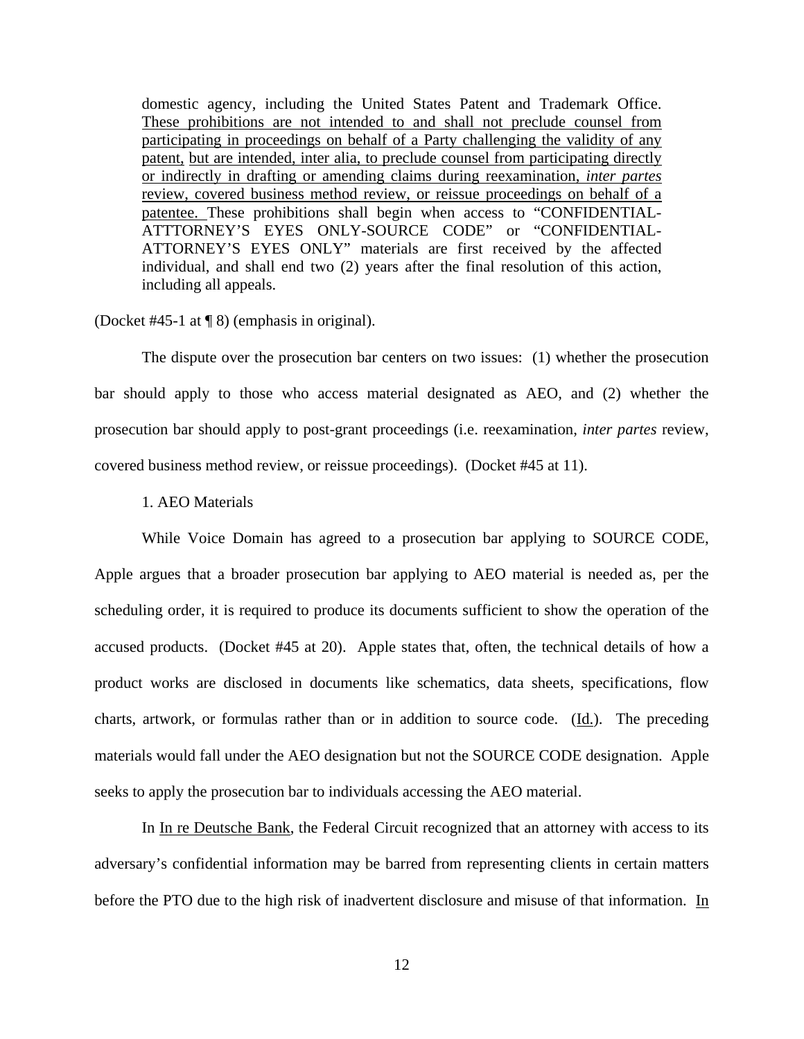> domestic agency, including the United States Patent and Trademark Office. <u>These prohibitions are not intended to and shall not preclude counsel from participating in proceedings on behalf of a Party challenging the validity of any patent,</u> <u>but are intended, inter alia, to preclude counsel from participating directly or indirectly in drafting or amending claims during reexamination, *inter partes* review, covered business method review, or reissue proceedings on behalf of a patentee.</u> These prohibitions shall begin when access to "CONFIDENTIAL-ATTTORNEY'S EYES ONLY-SOURCE CODE" or "CONFIDENTIAL-ATTORNEY'S EYES ONLY" materials are first received by the affected individual, and shall end two (2) years after the final resolution of this action, including all appeals.

(Docket #45-1 at ¶ 8) (emphasis in original).

The dispute over the prosecution bar centers on two issues: (1) whether the prosecution bar should apply to those who access material designated as AEO, and (2) whether the prosecution bar should apply to post-grant proceedings (i.e. reexamination, *inter partes* review, covered business method review, or reissue proceedings). (Docket #45 at 11).

1. AEO Materials

While Voice Domain has agreed to a prosecution bar applying to SOURCE CODE, Apple argues that a broader prosecution bar applying to AEO material is needed as, per the scheduling order, it is required to produce its documents sufficient to show the operation of the accused products. (Docket #45 at 20). Apple states that, often, the technical details of how a product works are disclosed in documents like schematics, data sheets, specifications, flow charts, artwork, or formulas rather than or in addition to source code. (<u>Id.</u>). The preceding materials would fall under the AEO designation but not the SOURCE CODE designation. Apple seeks to apply the prosecution bar to individuals accessing the AEO material.

In <u>In re Deutsche Bank</u>, the Federal Circuit recognized that an attorney with access to its adversary's confidential information may be barred from representing clients in certain matters before the PTO due to the high risk of inadvertent disclosure and misuse of that information. <u>In</u>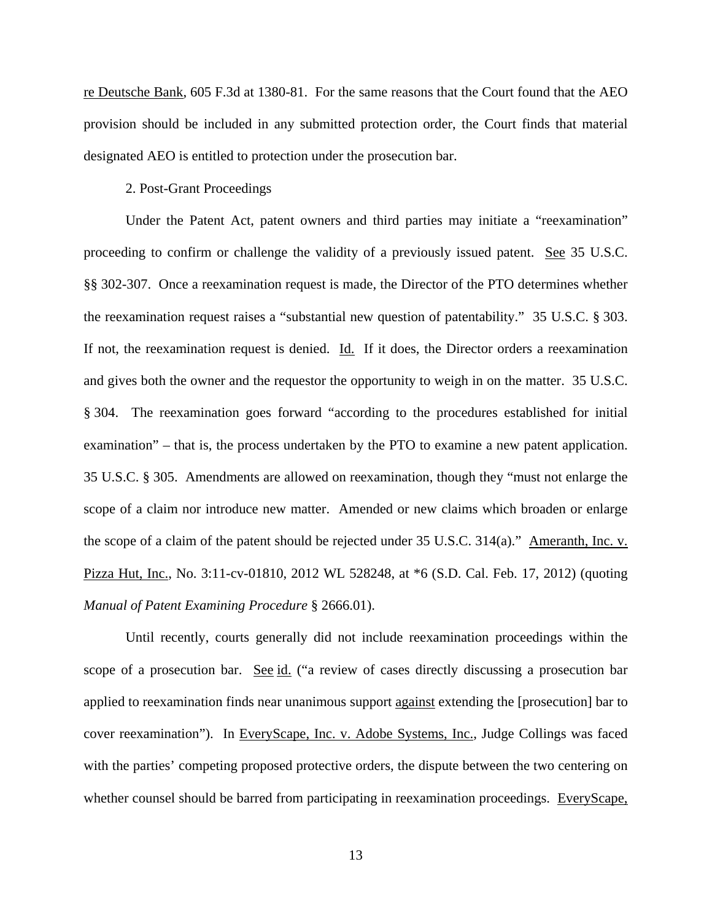re Deutsche Bank, 605 F.3d at 1380-81. For the same reasons that the Court found that the AEO provision should be included in any submitted protection order, the Court finds that material designated AEO is entitled to protection under the prosecution bar.

2. Post-Grant Proceedings

Under the Patent Act, patent owners and third parties may initiate a "reexamination" proceeding to confirm or challenge the validity of a previously issued patent. See 35 U.S.C. §§ 302-307. Once a reexamination request is made, the Director of the PTO determines whether the reexamination request raises a "substantial new question of patentability." 35 U.S.C. § 303. If not, the reexamination request is denied. Id. If it does, the Director orders a reexamination and gives both the owner and the requestor the opportunity to weigh in on the matter. 35 U.S.C. § 304. The reexamination goes forward "according to the procedures established for initial examination" – that is, the process undertaken by the PTO to examine a new patent application. 35 U.S.C. § 305. Amendments are allowed on reexamination, though they "must not enlarge the scope of a claim nor introduce new matter. Amended or new claims which broaden or enlarge the scope of a claim of the patent should be rejected under 35 U.S.C. 314(a)." Ameranth, Inc. v. Pizza Hut, Inc., No. 3:11-cv-01810, 2012 WL 528248, at *6 (S.D. Cal. Feb. 17, 2012) (quoting *Manual of Patent Examining Procedure* § 2666.01).

Until recently, courts generally did not include reexamination proceedings within the scope of a prosecution bar. See id. ("a review of cases directly discussing a prosecution bar applied to reexamination finds near unanimous support against extending the [prosecution] bar to cover reexamination"). In EveryScape, Inc. v. Adobe Systems, Inc., Judge Collings was faced with the parties' competing proposed protective orders, the dispute between the two centering on whether counsel should be barred from participating in reexamination proceedings. EveryScape,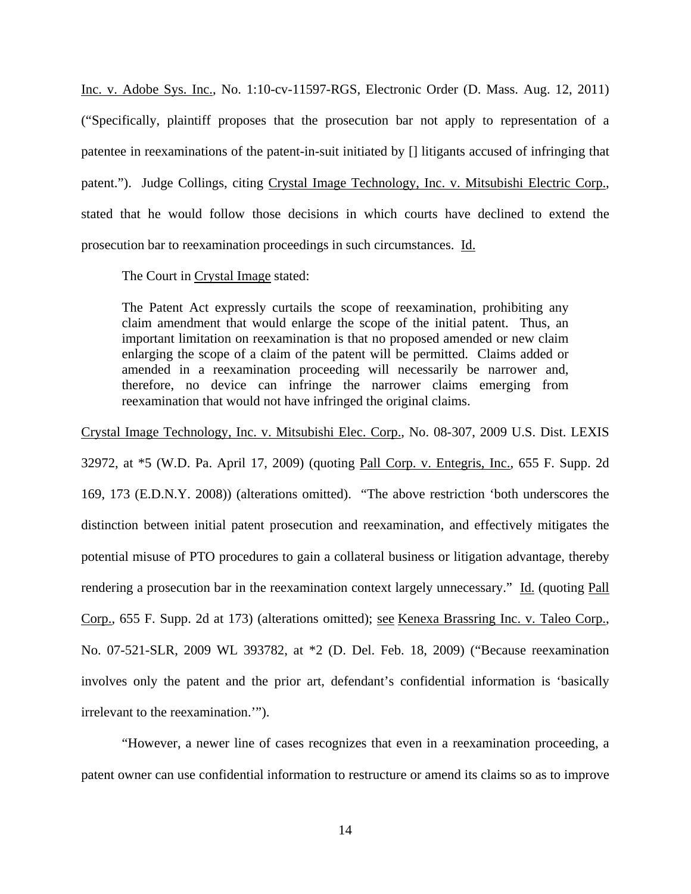Inc. v. Adobe Sys. Inc., No. 1:10-cv-11597-RGS, Electronic Order (D. Mass. Aug. 12, 2011) ("Specifically, plaintiff proposes that the prosecution bar not apply to representation of a patentee in reexaminations of the patent-in-suit initiated by [] litigants accused of infringing that patent."). Judge Collings, citing Crystal Image Technology, Inc. v. Mitsubishi Electric Corp., stated that he would follow those decisions in which courts have declined to extend the prosecution bar to reexamination proceedings in such circumstances. Id.

The Court in Crystal Image stated:

> The Patent Act expressly curtails the scope of reexamination, prohibiting any claim amendment that would enlarge the scope of the initial patent. Thus, an important limitation on reexamination is that no proposed amended or new claim enlarging the scope of a claim of the patent will be permitted. Claims added or amended in a reexamination proceeding will necessarily be narrower and, therefore, no device can infringe the narrower claims emerging from reexamination that would not have infringed the original claims.

Crystal Image Technology, Inc. v. Mitsubishi Elec. Corp., No. 08-307, 2009 U.S. Dist. LEXIS 32972, at *5 (W.D. Pa. April 17, 2009) (quoting Pall Corp. v. Entegris, Inc., 655 F. Supp. 2d 169, 173 (E.D.N.Y. 2008)) (alterations omitted). "The above restriction 'both underscores the distinction between initial patent prosecution and reexamination, and effectively mitigates the potential misuse of PTO procedures to gain a collateral business or litigation advantage, thereby rendering a prosecution bar in the reexamination context largely unnecessary." Id. (quoting Pall Corp., 655 F. Supp. 2d at 173) (alterations omitted); see Kenexa Brassring Inc. v. Taleo Corp., No. 07-521-SLR, 2009 WL 393782, at *2 (D. Del. Feb. 18, 2009) ("Because reexamination involves only the patent and the prior art, defendant's confidential information is 'basically irrelevant to the reexamination.'").

"However, a newer line of cases recognizes that even in a reexamination proceeding, a patent owner can use confidential information to restructure or amend its claims so as to improve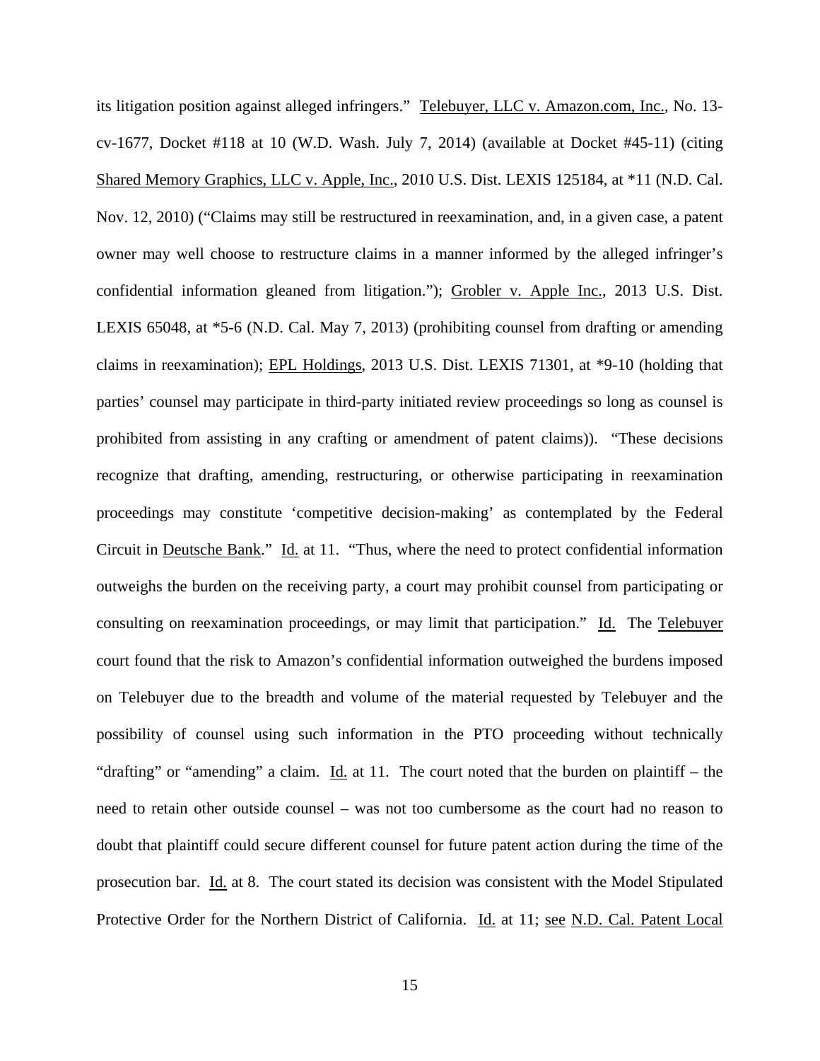its litigation position against alleged infringers." Telebuyer, LLC v. Amazon.com, Inc., No. 13-cv-1677, Docket #118 at 10 (W.D. Wash. July 7, 2014) (available at Docket #45-11) (citing Shared Memory Graphics, LLC v. Apple, Inc., 2010 U.S. Dist. LEXIS 125184, at *11 (N.D. Cal. Nov. 12, 2010) ("Claims may still be restructured in reexamination, and, in a given case, a patent owner may well choose to restructure claims in a manner informed by the alleged infringer's confidential information gleaned from litigation."); Grobler v. Apple Inc., 2013 U.S. Dist. LEXIS 65048, at *5-6 (N.D. Cal. May 7, 2013) (prohibiting counsel from drafting or amending claims in reexamination); EPL Holdings, 2013 U.S. Dist. LEXIS 71301, at *9-10 (holding that parties' counsel may participate in third-party initiated review proceedings so long as counsel is prohibited from assisting in any crafting or amendment of patent claims)). "These decisions recognize that drafting, amending, restructuring, or otherwise participating in reexamination proceedings may constitute 'competitive decision-making' as contemplated by the Federal Circuit in Deutsche Bank." Id. at 11. "Thus, where the need to protect confidential information outweighs the burden on the receiving party, a court may prohibit counsel from participating or consulting on reexamination proceedings, or may limit that participation." Id. The Telebuyer court found that the risk to Amazon's confidential information outweighed the burdens imposed on Telebuyer due to the breadth and volume of the material requested by Telebuyer and the possibility of counsel using such information in the PTO proceeding without technically "drafting" or "amending" a claim. Id. at 11. The court noted that the burden on plaintiff – the need to retain other outside counsel – was not too cumbersome as the court had no reason to doubt that plaintiff could secure different counsel for future patent action during the time of the prosecution bar. Id. at 8. The court stated its decision was consistent with the Model Stipulated Protective Order for the Northern District of California. Id. at 11; see N.D. Cal. Patent Local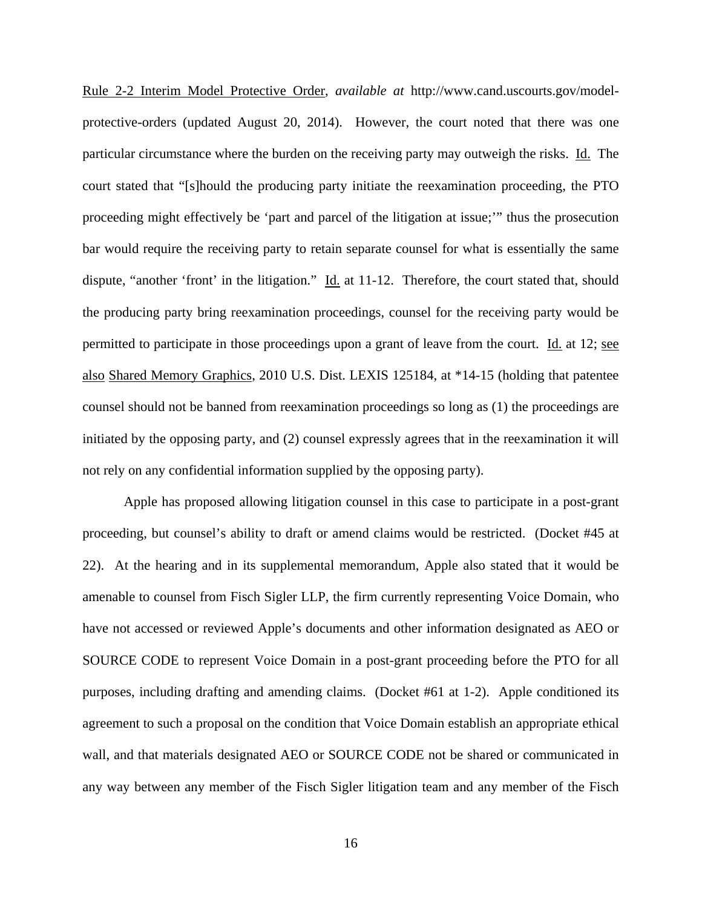Rule 2-2 Interim Model Protective Order, *available at* http://www.cand.uscourts.gov/model-protective-orders (updated August 20, 2014). However, the court noted that there was one particular circumstance where the burden on the receiving party may outweigh the risks. Id. The court stated that "[s]hould the producing party initiate the reexamination proceeding, the PTO proceeding might effectively be 'part and parcel of the litigation at issue;'" thus the prosecution bar would require the receiving party to retain separate counsel for what is essentially the same dispute, "another 'front' in the litigation." Id. at 11-12. Therefore, the court stated that, should the producing party bring reexamination proceedings, counsel for the receiving party would be permitted to participate in those proceedings upon a grant of leave from the court. Id. at 12; see also Shared Memory Graphics, 2010 U.S. Dist. LEXIS 125184, at *14-15 (holding that patentee counsel should not be banned from reexamination proceedings so long as (1) the proceedings are initiated by the opposing party, and (2) counsel expressly agrees that in the reexamination it will not rely on any confidential information supplied by the opposing party).

Apple has proposed allowing litigation counsel in this case to participate in a post-grant proceeding, but counsel's ability to draft or amend claims would be restricted. (Docket #45 at 22). At the hearing and in its supplemental memorandum, Apple also stated that it would be amenable to counsel from Fisch Sigler LLP, the firm currently representing Voice Domain, who have not accessed or reviewed Apple's documents and other information designated as AEO or SOURCE CODE to represent Voice Domain in a post-grant proceeding before the PTO for all purposes, including drafting and amending claims. (Docket #61 at 1-2). Apple conditioned its agreement to such a proposal on the condition that Voice Domain establish an appropriate ethical wall, and that materials designated AEO or SOURCE CODE not be shared or communicated in any way between any member of the Fisch Sigler litigation team and any member of the Fisch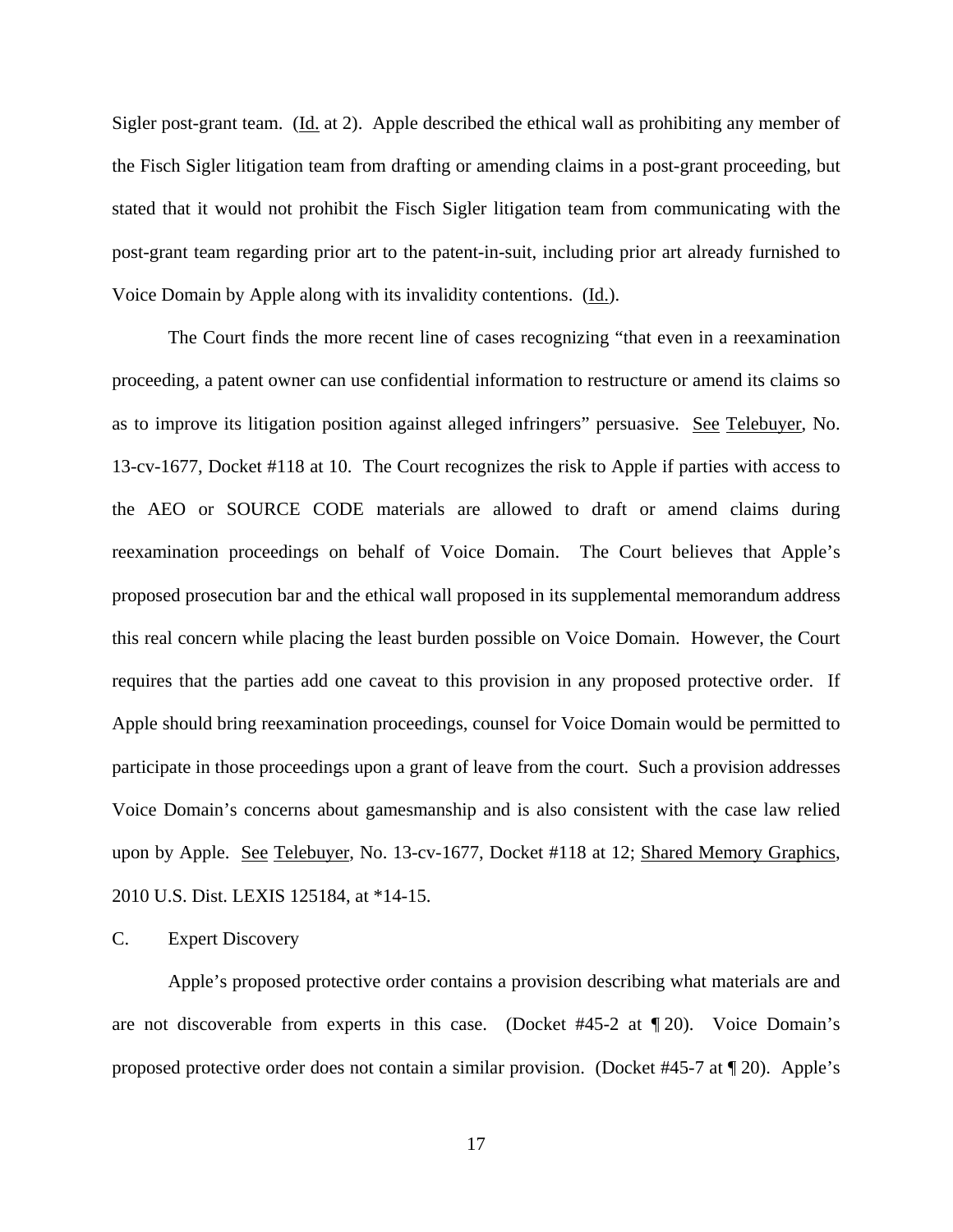Sigler post-grant team. (Id. at 2). Apple described the ethical wall as prohibiting any member of the Fisch Sigler litigation team from drafting or amending claims in a post-grant proceeding, but stated that it would not prohibit the Fisch Sigler litigation team from communicating with the post-grant team regarding prior art to the patent-in-suit, including prior art already furnished to Voice Domain by Apple along with its invalidity contentions. (Id.).

The Court finds the more recent line of cases recognizing "that even in a reexamination proceeding, a patent owner can use confidential information to restructure or amend its claims so as to improve its litigation position against alleged infringers" persuasive. See Telebuyer, No. 13-cv-1677, Docket #118 at 10. The Court recognizes the risk to Apple if parties with access to the AEO or SOURCE CODE materials are allowed to draft or amend claims during reexamination proceedings on behalf of Voice Domain. The Court believes that Apple's proposed prosecution bar and the ethical wall proposed in its supplemental memorandum address this real concern while placing the least burden possible on Voice Domain. However, the Court requires that the parties add one caveat to this provision in any proposed protective order. If Apple should bring reexamination proceedings, counsel for Voice Domain would be permitted to participate in those proceedings upon a grant of leave from the court. Such a provision addresses Voice Domain's concerns about gamesmanship and is also consistent with the case law relied upon by Apple. See Telebuyer, No. 13-cv-1677, Docket #118 at 12; Shared Memory Graphics, 2010 U.S. Dist. LEXIS 125184, at *14-15.

C. Expert Discovery

Apple's proposed protective order contains a provision describing what materials are and are not discoverable from experts in this case. (Docket #45-2 at ¶ 20). Voice Domain's proposed protective order does not contain a similar provision. (Docket #45-7 at ¶ 20). Apple's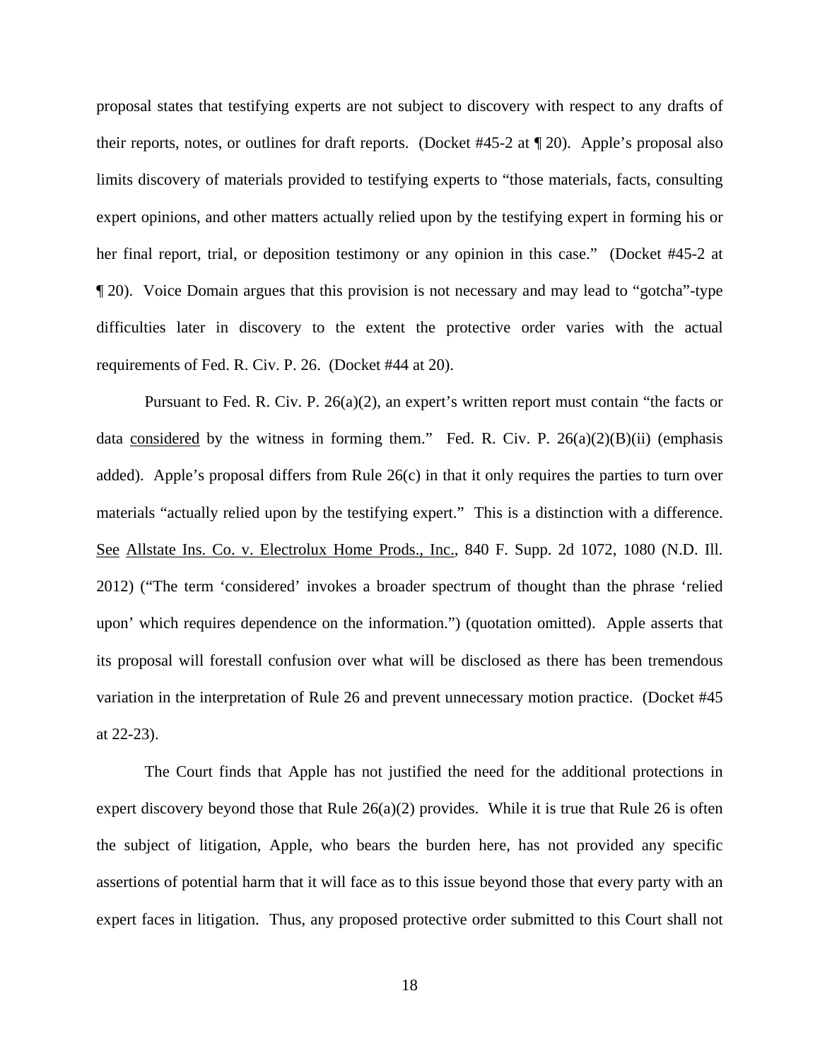proposal states that testifying experts are not subject to discovery with respect to any drafts of their reports, notes, or outlines for draft reports. (Docket #45-2 at ¶ 20). Apple's proposal also limits discovery of materials provided to testifying experts to "those materials, facts, consulting expert opinions, and other matters actually relied upon by the testifying expert in forming his or her final report, trial, or deposition testimony or any opinion in this case." (Docket #45-2 at ¶ 20). Voice Domain argues that this provision is not necessary and may lead to "gotcha"-type difficulties later in discovery to the extent the protective order varies with the actual requirements of Fed. R. Civ. P. 26. (Docket #44 at 20).

Pursuant to Fed. R. Civ. P. 26(a)(2), an expert's written report must contain "the facts or data <u>considered</u> by the witness in forming them." Fed. R. Civ. P. 26(a)(2)(B)(ii) (emphasis added). Apple's proposal differs from Rule 26(c) in that it only requires the parties to turn over materials "actually relied upon by the testifying expert." This is a distinction with a difference. <u>See</u> <u>Allstate Ins. Co. v. Electrolux Home Prods., Inc.</u>, 840 F. Supp. 2d 1072, 1080 (N.D. Ill. 2012) ("The term 'considered' invokes a broader spectrum of thought than the phrase 'relied upon' which requires dependence on the information.") (quotation omitted). Apple asserts that its proposal will forestall confusion over what will be disclosed as there has been tremendous variation in the interpretation of Rule 26 and prevent unnecessary motion practice. (Docket #45 at 22-23).

The Court finds that Apple has not justified the need for the additional protections in expert discovery beyond those that Rule 26(a)(2) provides. While it is true that Rule 26 is often the subject of litigation, Apple, who bears the burden here, has not provided any specific assertions of potential harm that it will face as to this issue beyond those that every party with an expert faces in litigation. Thus, any proposed protective order submitted to this Court shall not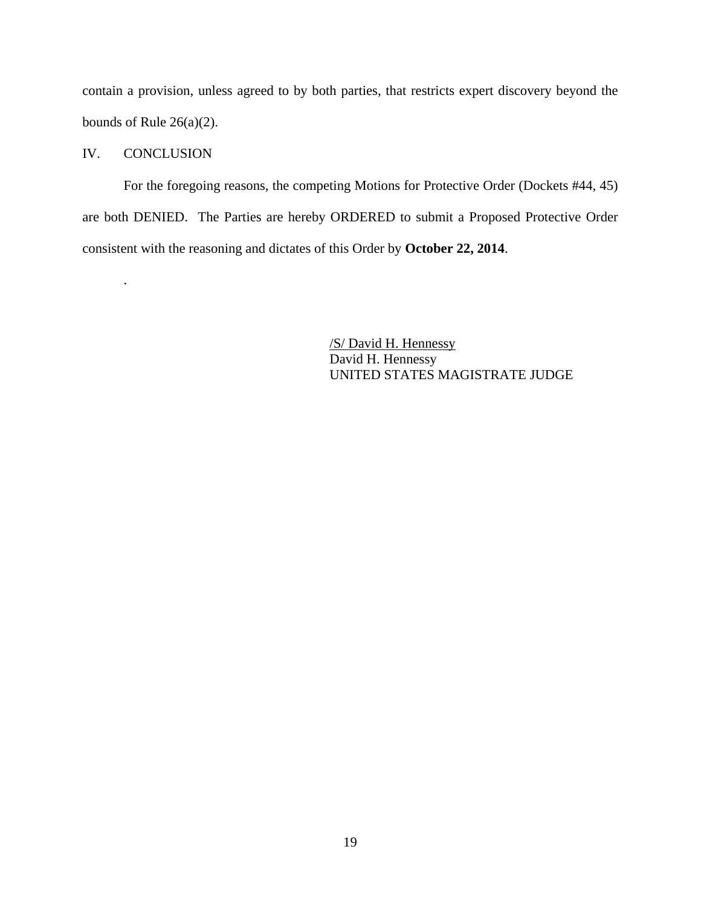contain a provision, unless agreed to by both parties, that restricts expert discovery beyond the bounds of Rule 26(a)(2).

## IV. CONCLUSION

For the foregoing reasons, the competing Motions for Protective Order (Dockets #44, 45) are both DENIED. The Parties are hereby ORDERED to submit a Proposed Protective Order consistent with the reasoning and dictates of this Order by **October 22, 2014**.

.

/S/ David H. Hennessy
David H. Hennessy
UNITED STATES MAGISTRATE JUDGE